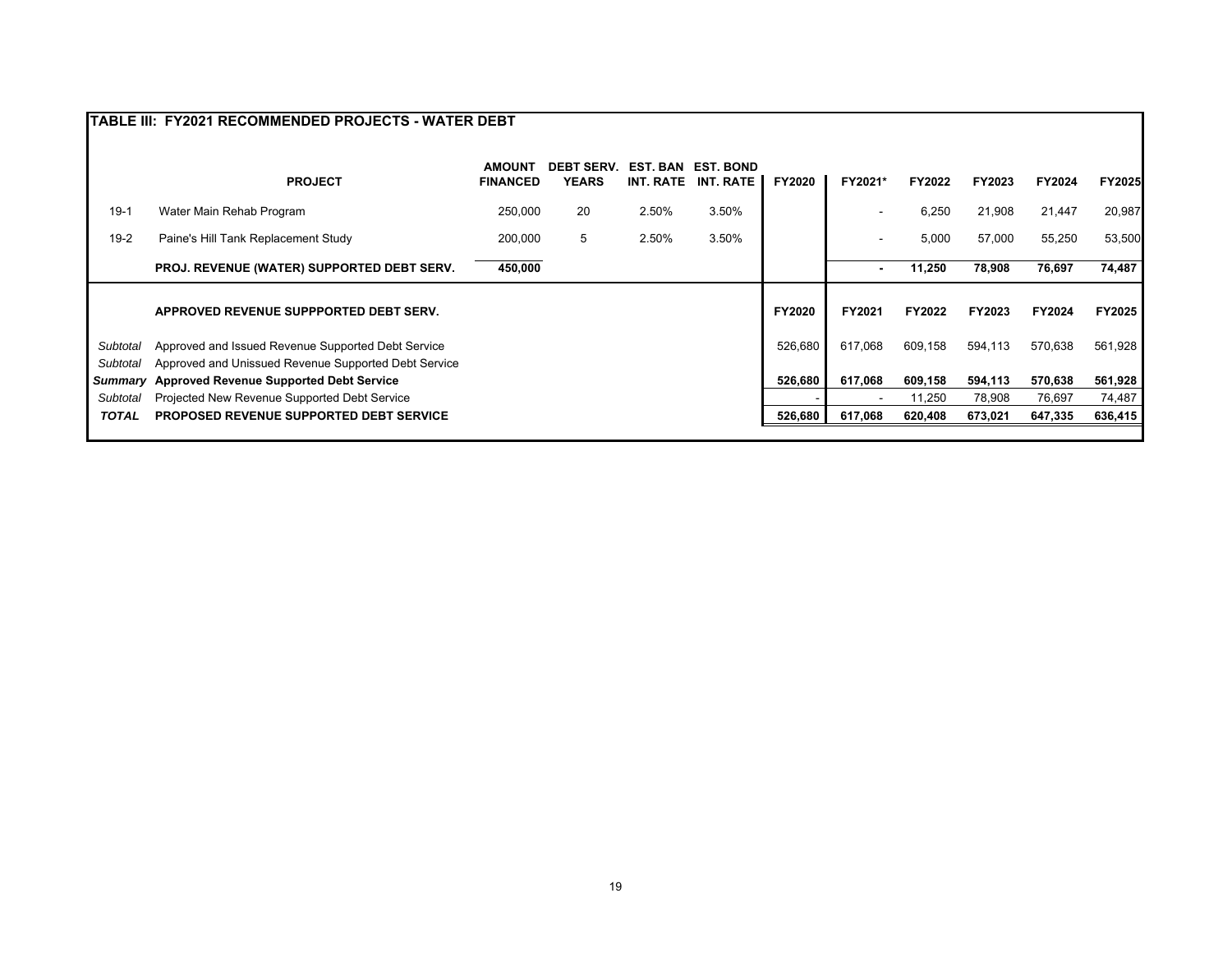## TABLE III: FY2021 RECOMMENDED PROJECTS - WATER DEBT

| | PROJECT | AMOUNT FINANCED | DEBT SERV. YEARS | EST. BAN INT. RATE | EST. BOND INT. RATE | FY2020 | FY2021* | FY2022 | FY2023 | FY2024 | FY2025 |
|---|---|---|---|---|---|---|---|---|---|---|---|
| 19-1 | Water Main Rehab Program | 250,000 | 20 | 2.50% | 3.50% | | - | 6,250 | 21,908 | 21,447 | 20,987 |
| 19-2 | Paine's Hill Tank Replacement Study | 200,000 | 5 | 2.50% | 3.50% | | - | 5,000 | 57,000 | 55,250 | 53,500 |
| | **PROJ. REVENUE (WATER) SUPPORTED DEBT SERV.** | **450,000** | | | | | **-** | **11,250** | **78,908** | **76,697** | **74,487** |
| | **APPROVED REVENUE SUPPPORTED DEBT SERV.** | | | | | **FY2020** | **FY2021** | **FY2022** | **FY2023** | **FY2024** | **FY2025** |
| *Subtotal* | Approved and Issued Revenue Supported Debt Service | | | | | 526,680 | 617,068 | 609,158 | 594,113 | 570,638 | 561,928 |
| *Subtotal* | Approved and Unissued Revenue Supported Debt Service | | | | | | | | | | |
| ***Summary*** | **Approved Revenue Supported Debt Service** | | | | | **526,680** | **617,068** | **609,158** | **594,113** | **570,638** | **561,928** |
| *Subtotal* | Projected New Revenue Supported Debt Service | | | | | - | - | 11,250 | 78,908 | 76,697 | 74,487 |
| ***TOTAL*** | **PROPOSED REVENUE SUPPORTED DEBT SERVICE** | | | | | **526,680** | **617,068** | **620,408** | **673,021** | **647,335** | **636,415** |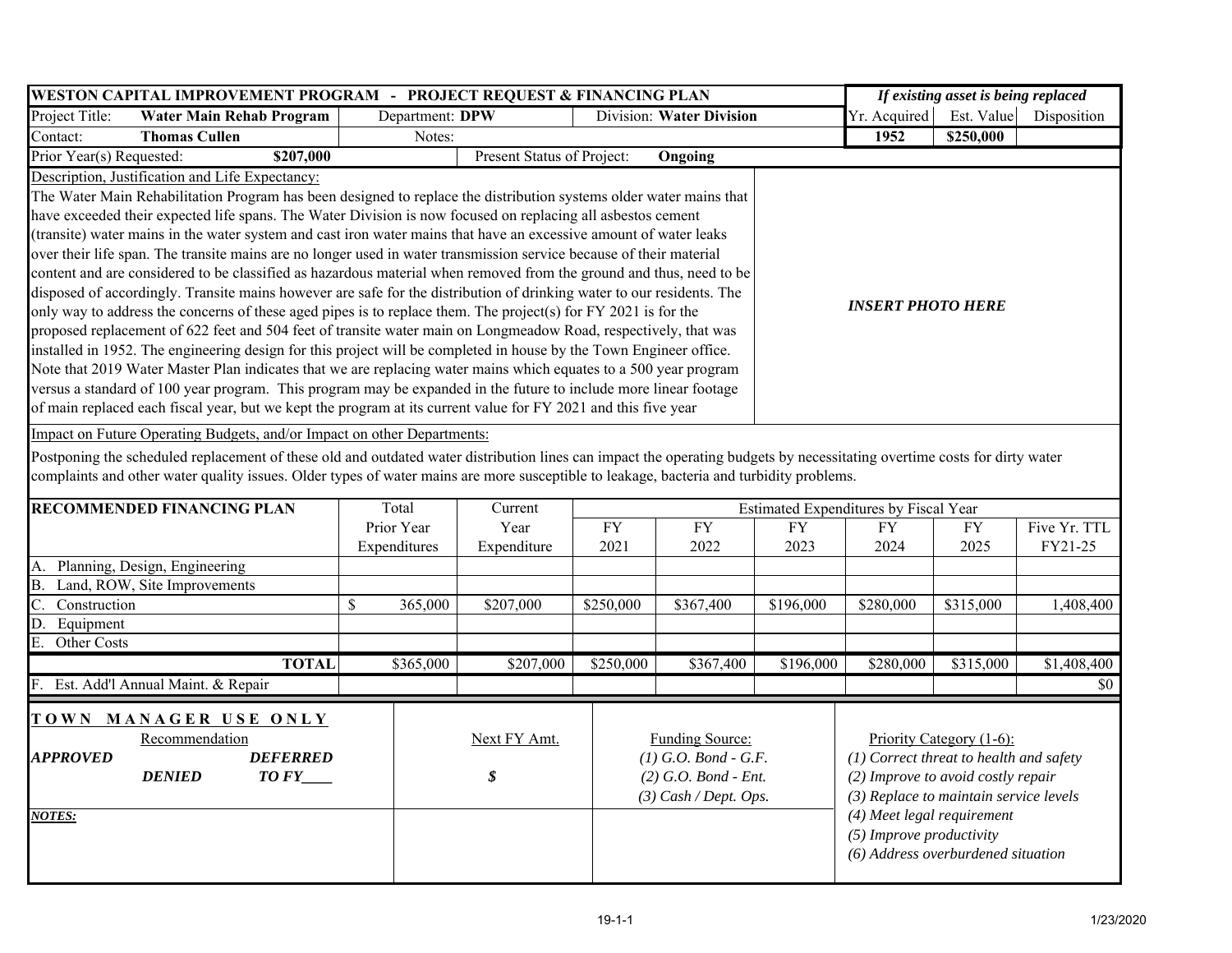# WESTON CAPITAL IMPROVEMENT PROGRAM - PROJECT REQUEST & FINANCING PLAN

| Project Title: | Water Main Rehab Program | Department: DPW | Division: Water Division |
|---|---|---|---|
| Contact: | Thomas Cullen | Notes: | |
| Prior Year(s) Requested: | $207,000 | Present Status of Project: | Ongoing |

***If existing asset is being replaced***

| Yr. Acquired | Est. Value | Disposition |
|---|---|---|
| 1952 | $250,000 | |

**Description, Justification and Life Expectancy:**

The Water Main Rehabilitation Program has been designed to replace the distribution systems older water mains that have exceeded their expected life spans. The Water Division is now focused on replacing all asbestos cement (transite) water mains in the water system and cast iron water mains that have an excessive amount of water leaks over their life span. The transite mains are no longer used in water transmission service because of their material content and are considered to be classified as hazardous material when removed from the ground and thus, need to be disposed of accordingly. Transite mains however are safe for the distribution of drinking water to our residents. The only way to address the concerns of these aged pipes is to replace them. The project(s) for FY 2021 is for the proposed replacement of 622 feet and 504 feet of transite water main on Longmeadow Road, respectively, that was installed in 1952. The engineering design for this project will be completed in house by the Town Engineer office. Note that 2019 Water Master Plan indicates that we are replacing water mains which equates to a 500 year program versus a standard of 100 year program. This program may be expanded in the future to include more linear footage of main replaced each fiscal year, but we kept the program at its current value for FY 2021 and this five year

***INSERT PHOTO HERE***

**Impact on Future Operating Budgets, and/or Impact on other Departments:**

Postponing the scheduled replacement of these old and outdated water distribution lines can impact the operating budgets by necessitating overtime costs for dirty water complaints and other water quality issues. Older types of water mains are more susceptible to leakage, bacteria and turbidity problems.

| RECOMMENDED FINANCING PLAN | Total Prior Year Expenditures | Current Year Expenditure | Estimated Expenditures by Fiscal Year | | | | | |
|---|---|---|---|---|---|---|---|---|
| | | | FY 2021 | FY 2022 | FY 2023 | FY 2024 | FY 2025 | Five Yr. TTL FY21-25 |
| A. Planning, Design, Engineering | | | | | | | | |
| B. Land, ROW, Site Improvements | | | | | | | | |
| C. Construction | $ 365,000 | $207,000 | $250,000 | $367,400 | $196,000 | $280,000 | $315,000 | 1,408,400 |
| D. Equipment | | | | | | | | |
| E. Other Costs | | | | | | | | |
| **TOTAL** | $365,000 | $207,000 | $250,000 | $367,400 | $196,000 | $280,000 | $315,000 | $1,408,400 |
| F. Est. Add'l Annual Maint. & Repair | | | | | | | | $0 |

**TOWN MANAGER USE ONLY**

Recommendation

***APPROVED*** ***DEFERRED***
***DENIED*** ***TO FY____***

Next FY Amt.

***$***

Funding Source:
*(1) G.O. Bond - G.F.*
*(2) G.O. Bond - Ent.*
*(3) Cash / Dept. Ops.*

Priority Category (1-6):
*(1) Correct threat to health and safety*
*(2) Improve to avoid costly repair*
*(3) Replace to maintain service levels*
*(4) Meet legal requirement*
*(5) Improve productivity*
*(6) Address overburdened situation*

***NOTES:***

19-1-1

1/23/2020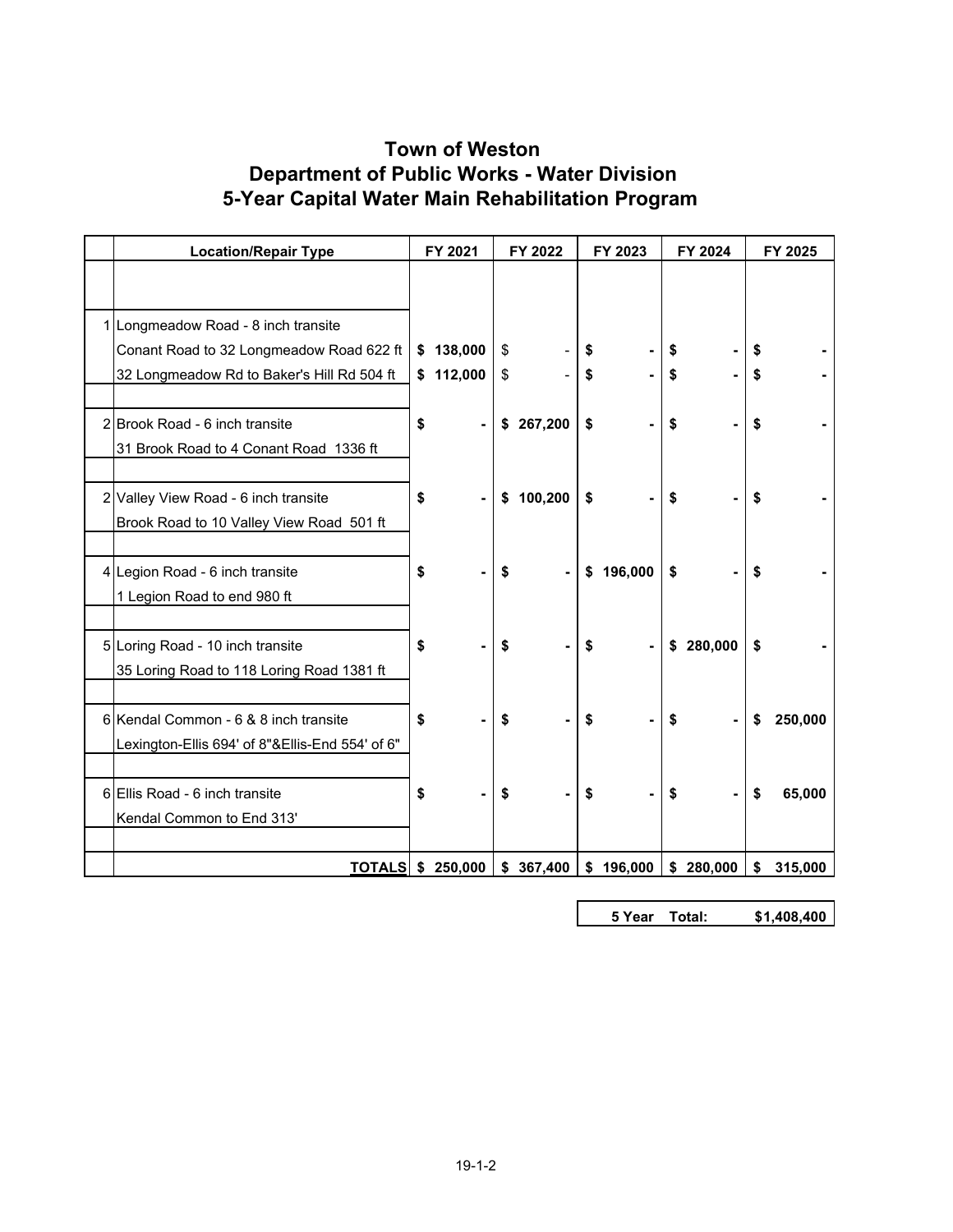# Town of Weston
## Department of Public Works - Water Division
## 5-Year Capital Water Main Rehabilitation Program

| | Location/Repair Type | FY 2021 | FY 2022 | FY 2023 | FY 2024 | FY 2025 |
|---|---|---|---|---|---|---|
| 1 | Longmeadow Road - 8 inch transite | | | | | |
| | Conant Road to 32 Longmeadow Road 622 ft | $ 138,000 | $ - | $ - | $ - | $ - |
| | 32 Longmeadow Rd to Baker's Hill Rd 504 ft | $ 112,000 | $ - | $ - | $ - | $ - |
| 2 | Brook Road - 6 inch transite | $ - | $ 267,200 | $ - | $ - | $ - |
| | 31 Brook Road to 4 Conant Road 1336 ft | | | | | |
| 2 | Valley View Road - 6 inch transite | $ - | $ 100,200 | $ - | $ - | $ - |
| | Brook Road to 10 Valley View Road 501 ft | | | | | |
| 4 | Legion Road - 6 inch transite | $ - | $ - | $ 196,000 | $ - | $ - |
| | 1 Legion Road to end 980 ft | | | | | |
| 5 | Loring Road - 10 inch transite | $ - | $ - | $ - | $ 280,000 | $ - |
| | 35 Loring Road to 118 Loring Road 1381 ft | | | | | |
| 6 | Kendal Common - 6 & 8 inch transite | $ - | $ - | $ - | $ - | $ 250,000 |
| | Lexington-Ellis 694' of 8"&Ellis-End 554' of 6" | | | | | |
| 6 | Ellis Road - 6 inch transite | $ - | $ - | $ - | $ - | $ 65,000 |
| | Kendal Common to End 313' | | | | | |
| | **TOTALS** | **$ 250,000** | **$ 367,400** | **$ 196,000** | **$ 280,000** | **$ 315,000** |

| 5 Year Total: | $1,408,400 |
|---|---|

19-1-2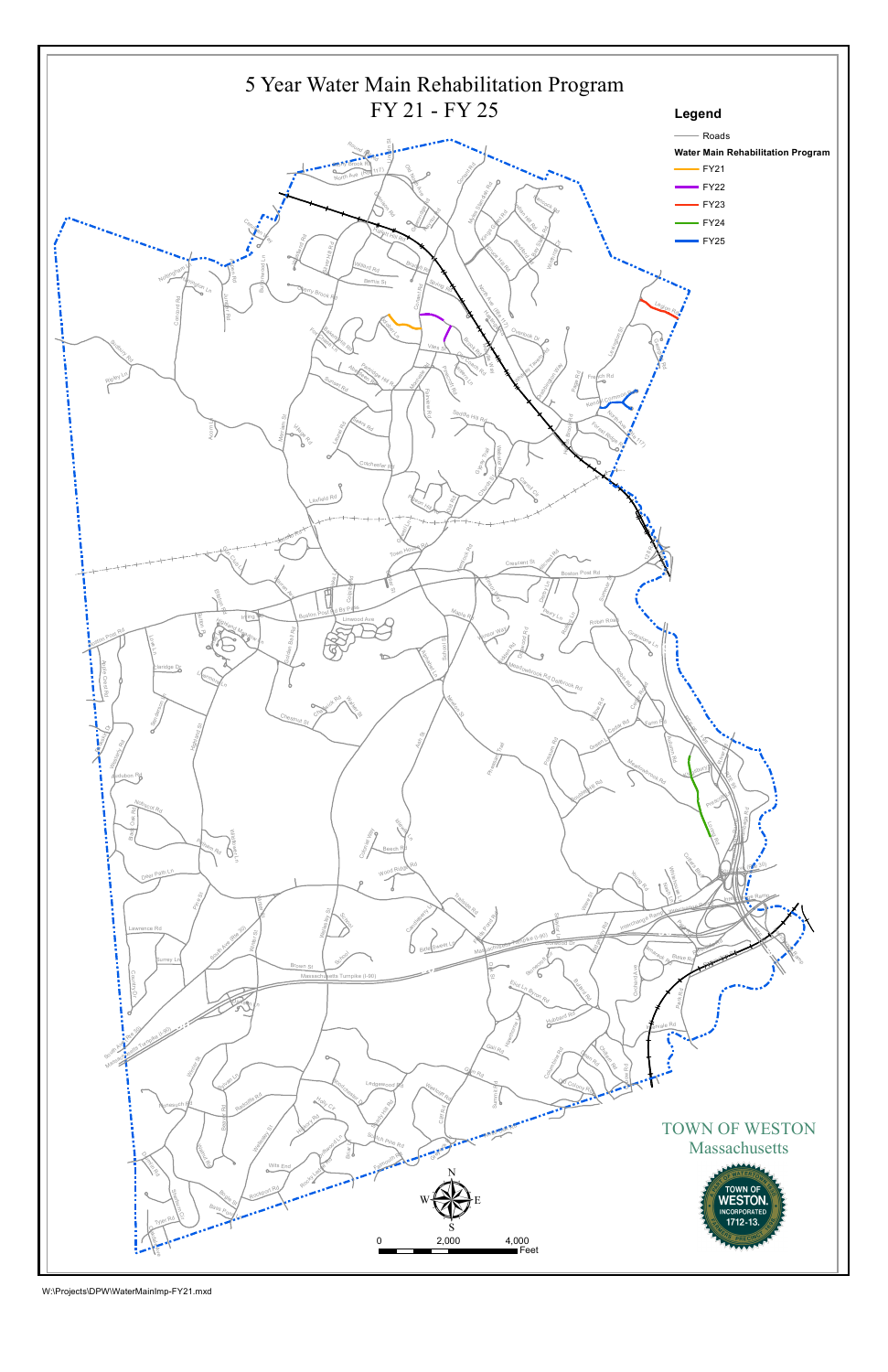# 5 Year Water Main Rehabilitation Program
## FY 21 - FY 25

**Legend**

- Roads

**Water Main Rehabilitation Program**

- FY21
- FY22
- FY23
- FY24
- FY25

TOWN OF WESTON
Massachusetts

TOWN OF WESTON INCORPORATED 1712-13.

0 2,000 4,000 Feet

W:\Projects\DPW\WaterMainImp-FY21.mxd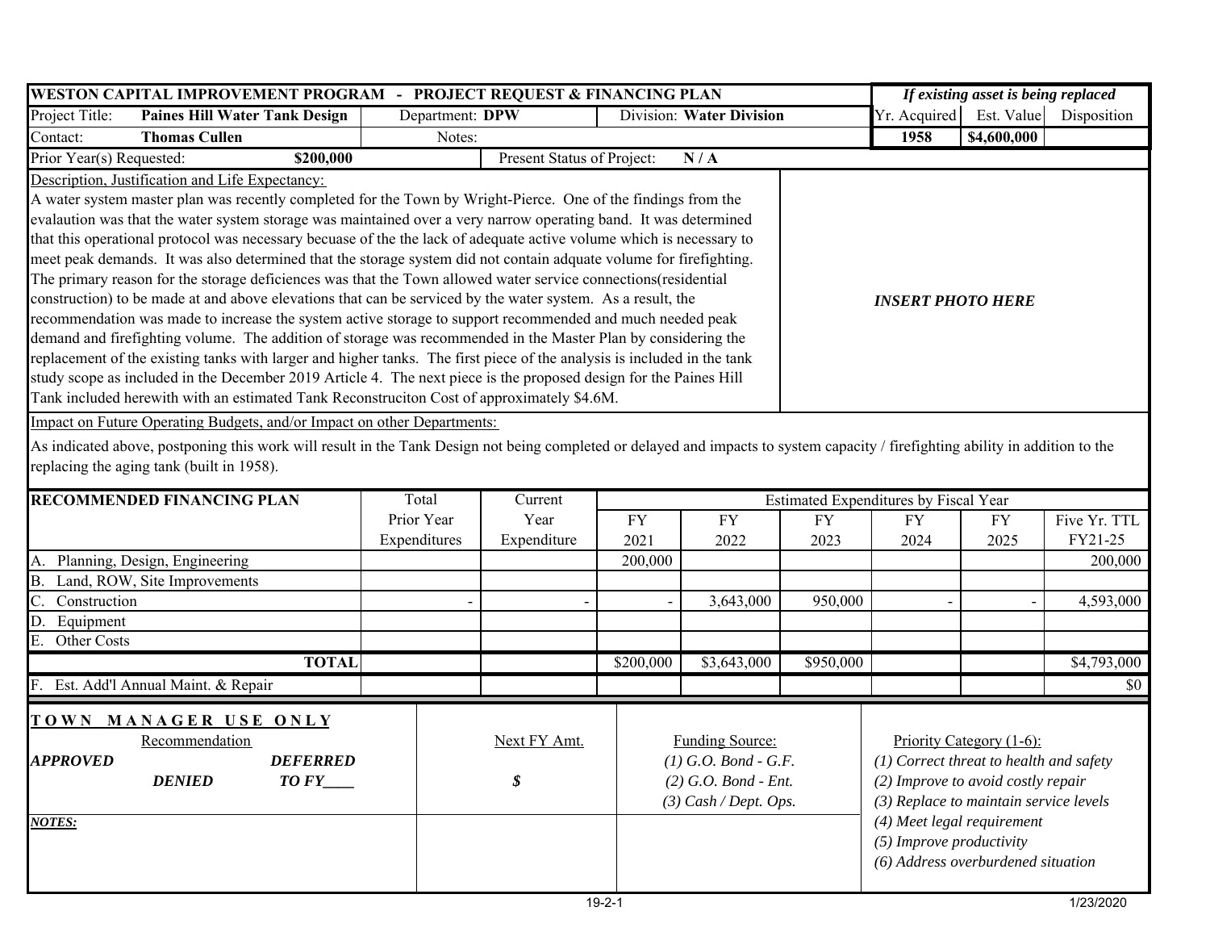## WESTON CAPITAL IMPROVEMENT PROGRAM - PROJECT REQUEST & FINANCING PLAN

| | | | | | |
|---|---|---|---|---|---|
| Project Title: **Paines Hill Water Tank Design** | Department: **DPW** | Division: **Water Division** | *If existing asset is being replaced* | | |
| | | | Yr. Acquired | Est. Value | Disposition |
| Contact: **Thomas Cullen** | Notes: | | **1958** | **$4,600,000** | |
| Prior Year(s) Requested: **$200,000** | Present Status of Project: **N / A** | | | | |

**Description, Justification and Life Expectancy:**

A water system master plan was recently completed for the Town by Wright-Pierce. One of the findings from the evalaution was that the water system storage was maintained over a very narrow operating band. It was determined that this operational protocol was necessary becuase of the the lack of adequate active volume which is necessary to meet peak demands. It was also determined that the storage system did not contain adquate volume for firefighting. The primary reason for the storage deficiences was that the Town allowed water service connections(residential construction) to be made at and above elevations that can be serviced by the water system. As a result, the recommendation was made to increase the system active storage to support recommended and much needed peak demand and firefighting volume. The addition of storage was recommended in the Master Plan by considering the replacement of the existing tanks with larger and higher tanks. The first piece of the analysis is included in the tank study scope as included in the December 2019 Article 4. The next piece is the proposed design for the Paines Hill Tank included herewith with an estimated Tank Reconstruciton Cost of approximately $4.6M.

***INSERT PHOTO HERE***

**Impact on Future Operating Budgets, and/or Impact on other Departments:**

As indicated above, postponing this work will result in the Tank Design not being completed or delayed and impacts to system capacity / firefighting ability in addition to the replacing the aging tank (built in 1958).

| RECOMMENDED FINANCING PLAN | Total Prior Year Expenditures | Current Year Expenditure | FY 2021 | FY 2022 | FY 2023 | FY 2024 | FY 2025 | Five Yr. TTL FY21-25 |
|---|---|---|---|---|---|---|---|---|
| | | | Estimated Expenditures by Fiscal Year | | | | | |
| A. Planning, Design, Engineering | | | 200,000 | | | | | 200,000 |
| B. Land, ROW, Site Improvements | | | | | | | | |
| C. Construction | - | - | - | 3,643,000 | 950,000 | - | - | 4,593,000 |
| D. Equipment | | | | | | | | |
| E. Other Costs | | | | | | | | |
| **TOTAL** | | | $200,000 | $3,643,000 | $950,000 | | | $4,793,000 |
| F. Est. Add'l Annual Maint. & Repair | | | | | | | | $0 |

**TOWN MANAGER USE ONLY**

| Recommendation | Next FY Amt. | Funding Source: | Priority Category (1-6): |
|---|---|---|---|
| ***APPROVED*** / ***DEFERRED TO FY____*** / ***DENIED*** | ***$*** | *(1) G.O. Bond - G.F.*<br>*(2) G.O. Bond - Ent.*<br>*(3) Cash / Dept. Ops.* | *(1) Correct threat to health and safety*<br>*(2) Improve to avoid costly repair*<br>*(3) Replace to maintain service levels*<br>*(4) Meet legal requirement*<br>*(5) Improve productivity*<br>*(6) Address overburdened situation* |

***NOTES:***

19-2-1

1/23/2020